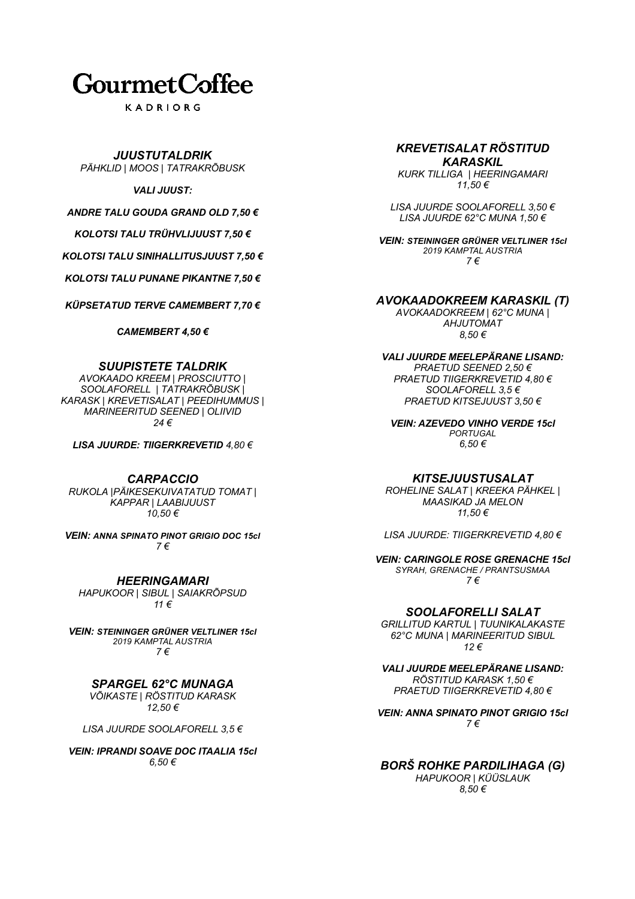# GourmetCoffee

KADRIORG

### *JUUSTUTALDRIK*

*PÄHKLID | MOOS | TATRAKRÕBUSK*

***VALI JUUST:***

***ANDRE TALU GOUDA GRAND OLD 7,50 €***

***KOLOTSI TALU TRÜHVLIJUUST 7,50 €***

***KOLOTSI TALU SINIHALLITUSJUUST 7,50 €***

***KOLOTSI TALU PUNANE PIKANTNE 7,50 €***

***KÜPSETATUD TERVE CAMEMBERT 7,70 €***

***CAMEMBERT 4,50 €***

### *SUUPISTETE TALDRIK*

*AVOKAADO KREEM | PROSCIUTTO | SOOLAFORELL | TATRAKRÕBUSK | KARASK | KREVETISALAT | PEEDIHUMMUS | MARINEERITUD SEENED | OLIIVID*
*24 €*

***LISA JUURDE: TIIGERKREVETID*** *4,80 €*

### *CARPACCIO*

*RUKOLA |PÄIKESEKUIVATATUD TOMAT | KAPPAR | LAABIJUUST*
*10,50 €*

***VEIN: ANNA SPINATO PINOT GRIGIO DOC 15cl***
*7 €*

### *HEERINGAMARI*

*HAPUKOOR | SIBUL | SAIAKRÕPSUD*
*11 €*

***VEIN: STEININGER GRÜNER VELTLINER 15cl***
*2019 KAMPTAL AUSTRIA*
*7 €*

### *SPARGEL 62°C MUNAGA*

*VÕIKASTE | RÖSTITUD KARASK*
*12,50 €*

*LISA JUURDE SOOLAFORELL 3,5 €*

***VEIN: IPRANDI SOAVE DOC ITAALIA 15cl***
*6,50 €*

### *KREVETISALAT RÖSTITUD KARASKIL*

*KURK TILLIGA | HEERINGAMARI*
*11,50 €*

*LISA JUURDE SOOLAFORELL 3,50 €*
*LISA JUURDE 62°C MUNA 1,50 €*

***VEIN: STEININGER GRÜNER VELTLINER 15cl***
*2019 KAMPTAL AUSTRIA*
*7 €*

### *AVOKAADOKREEM KARASKIL (T)*

*AVOKAADOKREEM | 62°C MUNA | AHJUTOMAT*
*8,50 €*

***VALI JUURDE MEELEPÄRANE LISAND:***
*PRAETUD SEENED 2,50 €*
*PRAETUD TIIGERKREVETID 4,80 €*
*SOOLAFORELL 3,5 €*
*PRAETUD KITSEJUUST 3,50 €*

***VEIN: AZEVEDO VINHO VERDE 15cl***
*PORTUGAL*
*6,50 €*

### *KITSEJUUSTUSALAT*

*ROHELINE SALAT | KREEKA PÄHKEL | MAASIKAD JA MELON*
*11,50 €*

*LISA JUURDE: TIIGERKREVETID 4,80 €*

***VEIN: CARINGOLE ROSE GRENACHE 15cl***
*SYRAH, GRENACHE / PRANTSUSMAA*
*7 €*

### *SOOLAFORELLI SALAT*

*GRILLITUD KARTUL | TUUNIKALAKASTE 62°C MUNA | MARINEERITUD SIBUL*
*12 €*

***VALI JUURDE MEELEPÄRANE LISAND:***
*RÖSTITUD KARASK 1,50 €*
*PRAETUD TIIGERKREVETID 4,80 €*

***VEIN: ANNA SPINATO PINOT GRIGIO 15cl***
*7 €*

### *BORŠ ROHKE PARDILIHAGA (G)*

*HAPUKOOR | KÜÜSLAUK*
*8,50 €*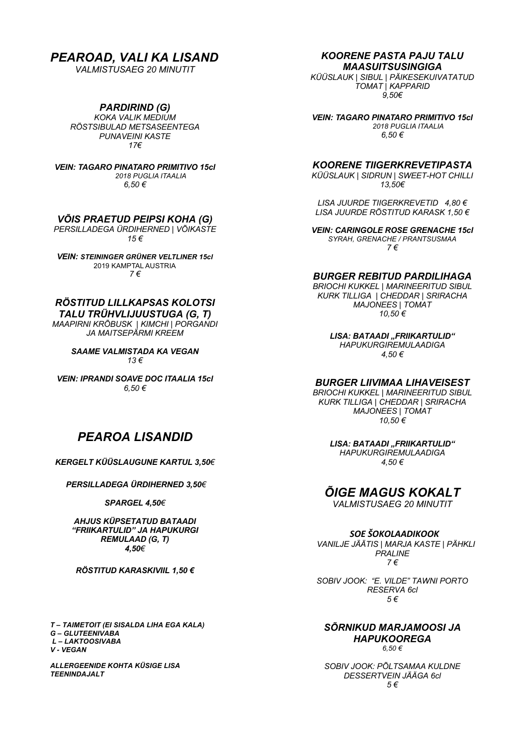# *PEAROAD, VALI KA LISAND*

*VALMISTUSAEG 20 MINUTIT*

### *PARDIRIND (G)*

*KOKA VALIK MEDIUM*
*RÖSTSIBULAD METSASEENTEGA*
*PUNAVEINI KASTE*
*17€*

***VEIN: TAGARO PINATARO PRIMITIVO 15cl***
*2018 PUGLIA ITAALIA*
*6,50 €*

### *VÕIS PRAETUD PEIPSI KOHA (G)*

*PERSILLADEGA ÜRDIHERNED | VÕIKASTE*
*15 €*

***VEIN:*** ***STEININGER GRÜNER VELTLINER 15cl***
2019 KAMPTAL AUSTRIA
*7 €*

### *RÖSTITUD LILLKAPSAS KOLOTSI TALU TRÜHVLIJUUSTUGA (G, T)*

*MAAPIRNI KRÕBUSK | KIMCHI | PORGANDI JA MAITSEPÄRMI KREEM*

***SAAME VALMISTADA KA VEGAN***
*13 €*

***VEIN: IPRANDI SOAVE DOC ITAALIA 15cl***
*6,50 €*

# *PEAROA LISANDID*

***KERGELT KÜÜSLAUGUNE KARTUL 3,50€***

***PERSILLADEGA ÜRDIHERNED 3,50€***

***SPARGEL 4,50€***

***AHJUS KÜPSETATUD BATAADI "FRIIKARTULID" JA HAPUKURGI REMULAAD (G, T)***
***4,50€***

***RÖSTITUD KARASKIVIIL 1,50 €***

***T – TAIMETOIT (EI SISALDA LIHA EGA KALA)***
***G – GLUTEENIVABA***
***L – LAKTOOSIVABA***
***V - VEGAN***

***ALLERGEENIDE KOHTA KÜSIGE LISA TEENINDAJALT***

### *KOORENE PASTA PAJU TALU MAASUITSUSINGIGA*

*KÜÜSLAUK | SIBUL | PÄIKESEKUIVATATUD TOMAT | KAPPARID*
*9,50€*

***VEIN: TAGARO PINATARO PRIMITIVO 15cl***
*2018 PUGLIA ITAALIA*
*6,50 €*

### *KOORENE TIIGERKREVETIPASTA*

*KÜÜSLAUK | SIDRUN | SWEET-HOT CHILLI*
*13,50€*

*LISA JUURDE TIIGERKREVETID 4,80 €*
*LISA JUURDE RÖSTITUD KARASK 1,50 €*

***VEIN: CARINGOLE ROSE GRENACHE 15cl***
*SYRAH, GRENACHE / PRANTSUSMAA*
*7 €*

### *BURGER REBITUD PARDILIHAGA*

*BRIOCHI KUKKEL | MARINEERITUD SIBUL*
*KURK TILLIGA | CHEDDAR | SRIRACHA MAJONEES | TOMAT*
*10,50 €*

***LISA: BATAADI „FRIIKARTULID"***
*HAPUKURGIREMULAADIGA*
*4,50 €*

### *BURGER LIIVIMAA LIHAVEISEST*

*BRIOCHI KUKKEL | MARINEERITUD SIBUL*
*KURK TILLIGA | CHEDDAR | SRIRACHA MAJONEES | TOMAT*
*10,50 €*

***LISA: BATAADI „FRIIKARTULID"***
*HAPUKURGIREMULAADIGA*
*4,50 €*

# *ÕIGE MAGUS KOKALT*

*VALMISTUSAEG 20 MINUTIT*

### *SOE ŠOKOLAADIKOOK*

*VANILJE JÄÄTIS | MARJA KASTE | PÄHKLI PRALINE*
*7 €*

*SOBIV JOOK: "E. VILDE" TAWNI PORTO RESERVA 6cl*
*5 €*

### *SÕRNIKUD MARJAMOOSI JA HAPUKOOREGA*

*6,50 €*

*SOBIV JOOK: PÕLTSAMAA KULDNE DESSERTVEIN JÄÄGA 6cl*
*5 €*